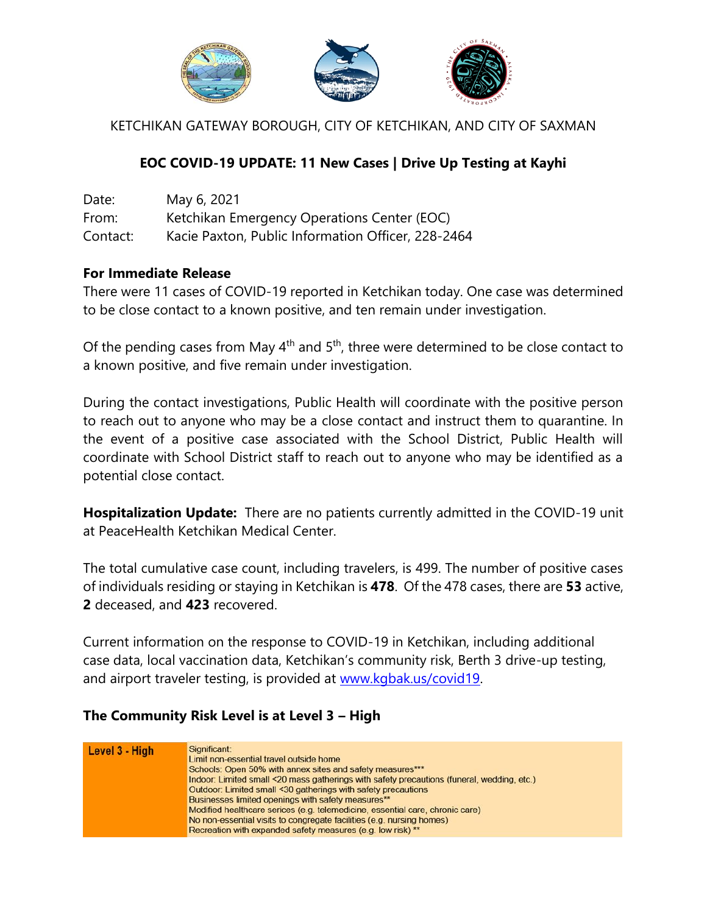KETCHIKAN GATEWAY BOROUGH, CITY OF KETCHIKAN, AND CITY OF SAXMAN

# EOC COVID-19 UPDATE: 11 New Cases | Drive Up Testing at Kayhi

| | |
|---|---|
| Date: | May 6, 2021 |
| From: | Ketchikan Emergency Operations Center (EOC) |
| Contact: | Kacie Paxton, Public Information Officer, 228-2464 |

**For Immediate Release**

There were 11 cases of COVID-19 reported in Ketchikan today. One case was determined to be close contact to a known positive, and ten remain under investigation.

Of the pending cases from May 4th and 5th, three were determined to be close contact to a known positive, and five remain under investigation.

During the contact investigations, Public Health will coordinate with the positive person to reach out to anyone who may be a close contact and instruct them to quarantine. In the event of a positive case associated with the School District, Public Health will coordinate with School District staff to reach out to anyone who may be identified as a potential close contact.

**Hospitalization Update:** There are no patients currently admitted in the COVID-19 unit at PeaceHealth Ketchikan Medical Center.

The total cumulative case count, including travelers, is 499. The number of positive cases of individuals residing or staying in Ketchikan is **478**. Of the 478 cases, there are **53** active, **2** deceased, and **423** recovered.

Current information on the response to COVID-19 in Ketchikan, including additional case data, local vaccination data, Ketchikan's community risk, Berth 3 drive-up testing, and airport traveler testing, is provided at [www.kgbak.us/covid19](http://www.kgbak.us/covid19).

## The Community Risk Level is at Level 3 – High

| Level 3 - High | Significant:<br>Limit non-essential travel outside home<br>Schools: Open 50% with annex sites and safety measures***<br>Indoor: Limited small <20 mass gatherings with safety precautions (funeral, wedding, etc.)<br>Outdoor: Limited small <30 gatherings with safety precautions<br>Businesses limited openings with safety measures**<br>Modified healthcare serices (e.g. telemedicine, essential care, chronic care)<br>No non-essential visits to congregate facilities (e.g. nursing homes)<br>Recreation with expanded safety measures (e.g. low risk) ** |
|---|---|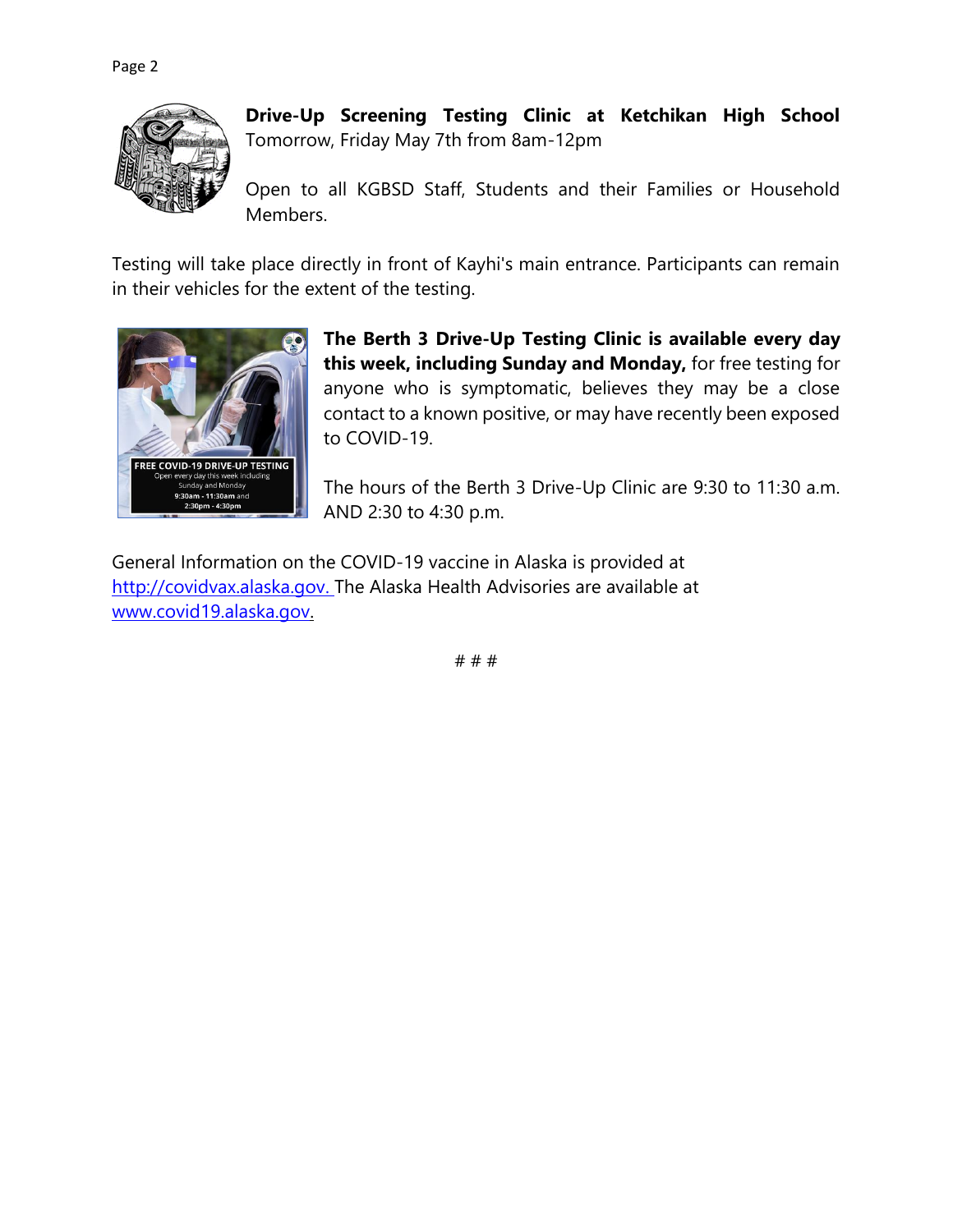**Drive-Up Screening Testing Clinic at Ketchikan High School**
Tomorrow, Friday May 7th from 8am-12pm

Open to all KGBSD Staff, Students and their Families or Household Members.

Testing will take place directly in front of Kayhi's main entrance. Participants can remain in their vehicles for the extent of the testing.

**The Berth 3 Drive-Up Testing Clinic is available every day this week, including Sunday and Monday,** for free testing for anyone who is symptomatic, believes they may be a close contact to a known positive, or may have recently been exposed to COVID-19.

The hours of the Berth 3 Drive-Up Clinic are 9:30 to 11:30 a.m. AND 2:30 to 4:30 p.m.

General Information on the COVID-19 vaccine in Alaska is provided at [http://covidvax.alaska.gov.](http://covidvax.alaska.gov) The Alaska Health Advisories are available at [www.covid19.alaska.gov.](http://www.covid19.alaska.gov)

# # #